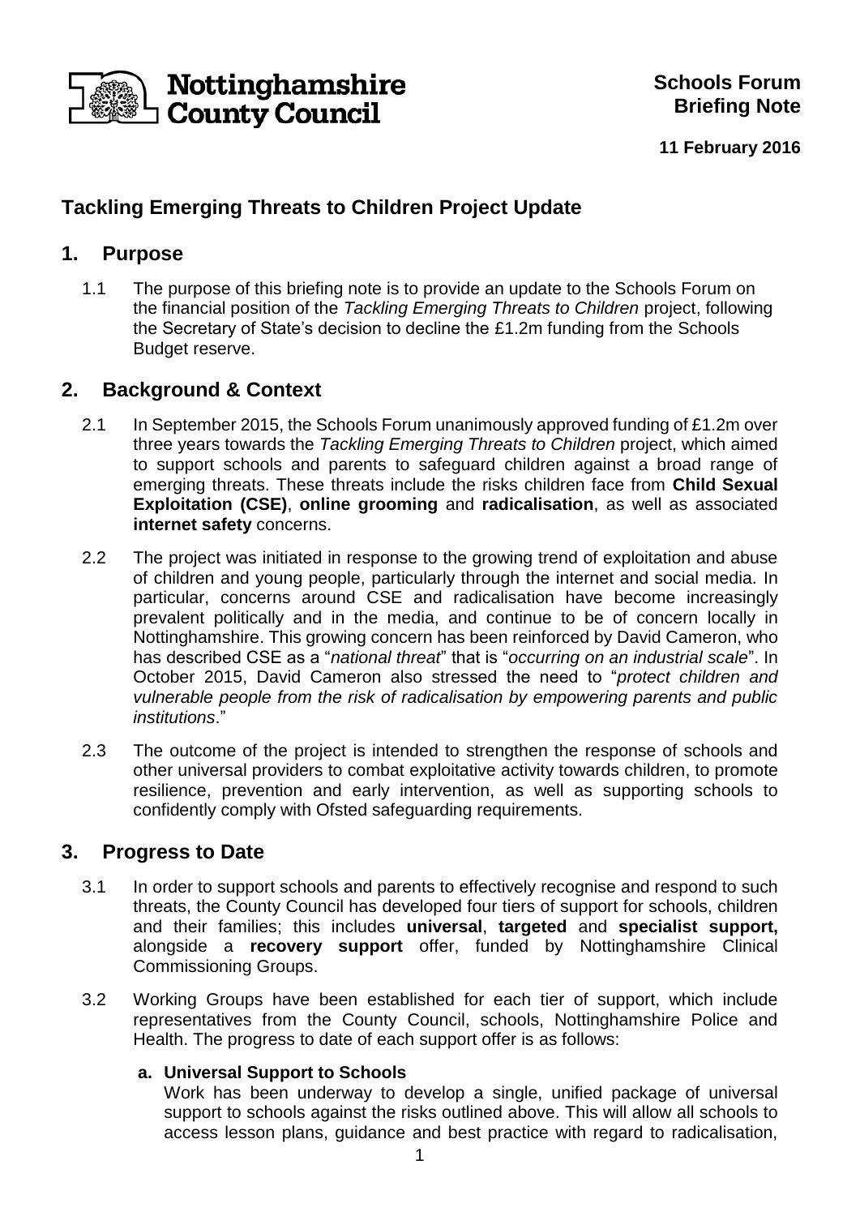Nottinghamshire County Council

**Schools Forum Briefing Note**

**11 February 2016**

## Tackling Emerging Threats to Children Project Update

## 1. Purpose

1.1 The purpose of this briefing note is to provide an update to the Schools Forum on the financial position of the *Tackling Emerging Threats to Children* project, following the Secretary of State's decision to decline the £1.2m funding from the Schools Budget reserve.

## 2. Background & Context

2.1 In September 2015, the Schools Forum unanimously approved funding of £1.2m over three years towards the *Tackling Emerging Threats to Children* project, which aimed to support schools and parents to safeguard children against a broad range of emerging threats. These threats include the risks children face from **Child Sexual Exploitation (CSE)**, **online grooming** and **radicalisation**, as well as associated **internet safety** concerns.

2.2 The project was initiated in response to the growing trend of exploitation and abuse of children and young people, particularly through the internet and social media. In particular, concerns around CSE and radicalisation have become increasingly prevalent politically and in the media, and continue to be of concern locally in Nottinghamshire. This growing concern has been reinforced by David Cameron, who has described CSE as a "*national threat*" that is "*occurring on an industrial scale*". In October 2015, David Cameron also stressed the need to "*protect children and vulnerable people from the risk of radicalisation by empowering parents and public institutions*."

2.3 The outcome of the project is intended to strengthen the response of schools and other universal providers to combat exploitative activity towards children, to promote resilience, prevention and early intervention, as well as supporting schools to confidently comply with Ofsted safeguarding requirements.

## 3. Progress to Date

3.1 In order to support schools and parents to effectively recognise and respond to such threats, the County Council has developed four tiers of support for schools, children and their families; this includes **universal**, **targeted** and **specialist support,** alongside a **recovery support** offer, funded by Nottinghamshire Clinical Commissioning Groups.

3.2 Working Groups have been established for each tier of support, which include representatives from the County Council, schools, Nottinghamshire Police and Health. The progress to date of each support offer is as follows:

**a. Universal Support to Schools**

Work has been underway to develop a single, unified package of universal support to schools against the risks outlined above. This will allow all schools to access lesson plans, guidance and best practice with regard to radicalisation,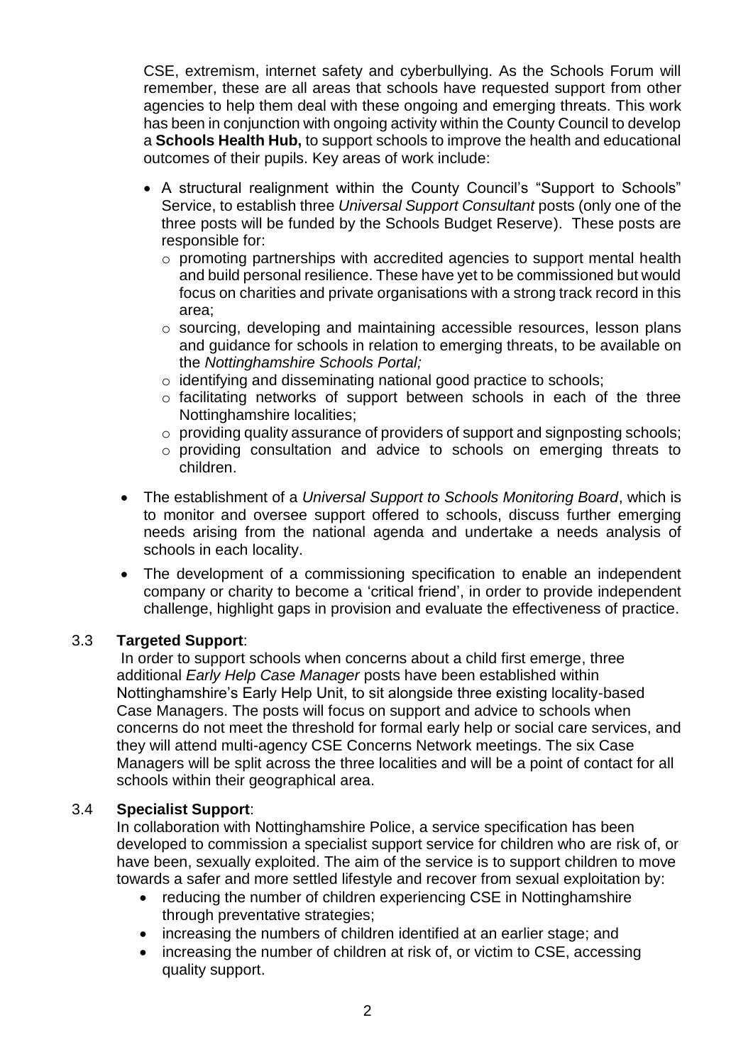CSE, extremism, internet safety and cyberbullying. As the Schools Forum will remember, these are all areas that schools have requested support from other agencies to help them deal with these ongoing and emerging threats. This work has been in conjunction with ongoing activity within the County Council to develop a **Schools Health Hub,** to support schools to improve the health and educational outcomes of their pupils. Key areas of work include:

- A structural realignment within the County Council's "Support to Schools" Service, to establish three *Universal Support Consultant* posts (only one of the three posts will be funded by the Schools Budget Reserve). These posts are responsible for:
  - promoting partnerships with accredited agencies to support mental health and build personal resilience. These have yet to be commissioned but would focus on charities and private organisations with a strong track record in this area;
  - sourcing, developing and maintaining accessible resources, lesson plans and guidance for schools in relation to emerging threats, to be available on the *Nottinghamshire Schools Portal;*
  - identifying and disseminating national good practice to schools;
  - facilitating networks of support between schools in each of the three Nottinghamshire localities;
  - providing quality assurance of providers of support and signposting schools;
  - providing consultation and advice to schools on emerging threats to children.
- The establishment of a *Universal Support to Schools Monitoring Board*, which is to monitor and oversee support offered to schools, discuss further emerging needs arising from the national agenda and undertake a needs analysis of schools in each locality.
- The development of a commissioning specification to enable an independent company or charity to become a 'critical friend', in order to provide independent challenge, highlight gaps in provision and evaluate the effectiveness of practice.

3.3 **Targeted Support**:

In order to support schools when concerns about a child first emerge, three additional *Early Help Case Manager* posts have been established within Nottinghamshire's Early Help Unit, to sit alongside three existing locality-based Case Managers. The posts will focus on support and advice to schools when concerns do not meet the threshold for formal early help or social care services, and they will attend multi-agency CSE Concerns Network meetings. The six Case Managers will be split across the three localities and will be a point of contact for all schools within their geographical area.

3.4 **Specialist Support**:

In collaboration with Nottinghamshire Police, a service specification has been developed to commission a specialist support service for children who are risk of, or have been, sexually exploited. The aim of the service is to support children to move towards a safer and more settled lifestyle and recover from sexual exploitation by:

- reducing the number of children experiencing CSE in Nottinghamshire through preventative strategies;
- increasing the numbers of children identified at an earlier stage; and
- increasing the number of children at risk of, or victim to CSE, accessing quality support.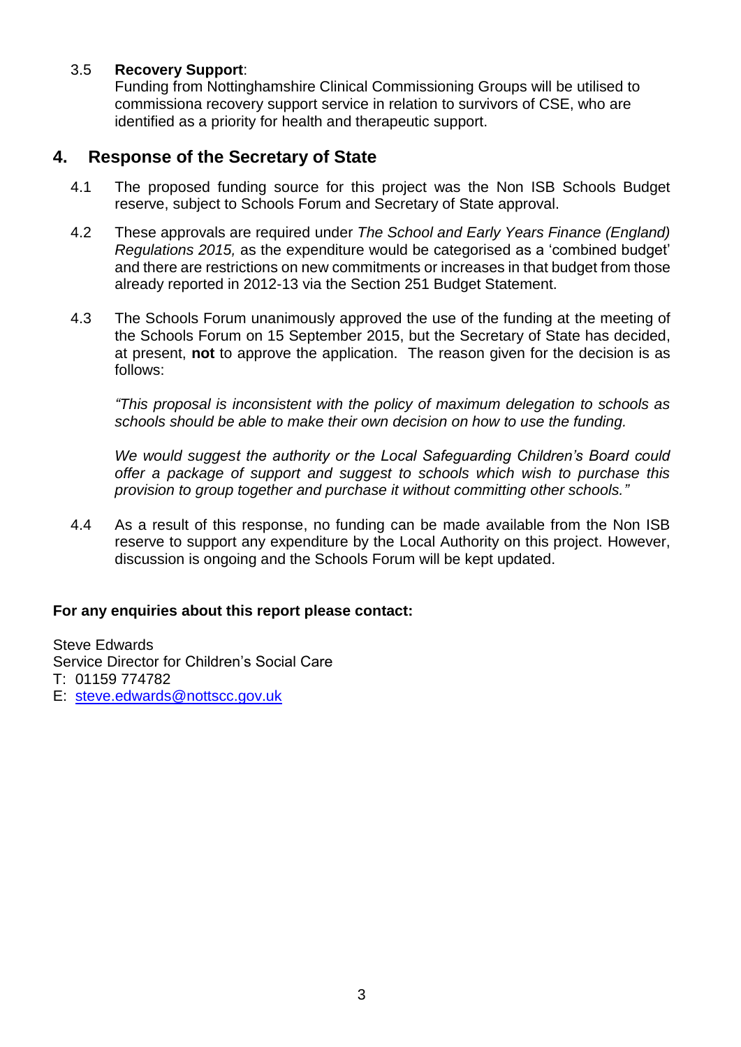3.5 **Recovery Support**:
Funding from Nottinghamshire Clinical Commissioning Groups will be utilised to commissiona recovery support service in relation to survivors of CSE, who are identified as a priority for health and therapeutic support.

## 4. Response of the Secretary of State

4.1 The proposed funding source for this project was the Non ISB Schools Budget reserve, subject to Schools Forum and Secretary of State approval.

4.2 These approvals are required under *The School and Early Years Finance (England) Regulations 2015,* as the expenditure would be categorised as a 'combined budget' and there are restrictions on new commitments or increases in that budget from those already reported in 2012-13 via the Section 251 Budget Statement.

4.3 The Schools Forum unanimously approved the use of the funding at the meeting of the Schools Forum on 15 September 2015, but the Secretary of State has decided, at present, **not** to approve the application. The reason given for the decision is as follows:

*"This proposal is inconsistent with the policy of maximum delegation to schools as schools should be able to make their own decision on how to use the funding.*

*We would suggest the authority or the Local Safeguarding Children's Board could offer a package of support and suggest to schools which wish to purchase this provision to group together and purchase it without committing other schools."*

4.4 As a result of this response, no funding can be made available from the Non ISB reserve to support any expenditure by the Local Authority on this project. However, discussion is ongoing and the Schools Forum will be kept updated.

**For any enquiries about this report please contact:**

Steve Edwards
Service Director for Children's Social Care
T: 01159 774782
E: steve.edwards@nottscc.gov.uk